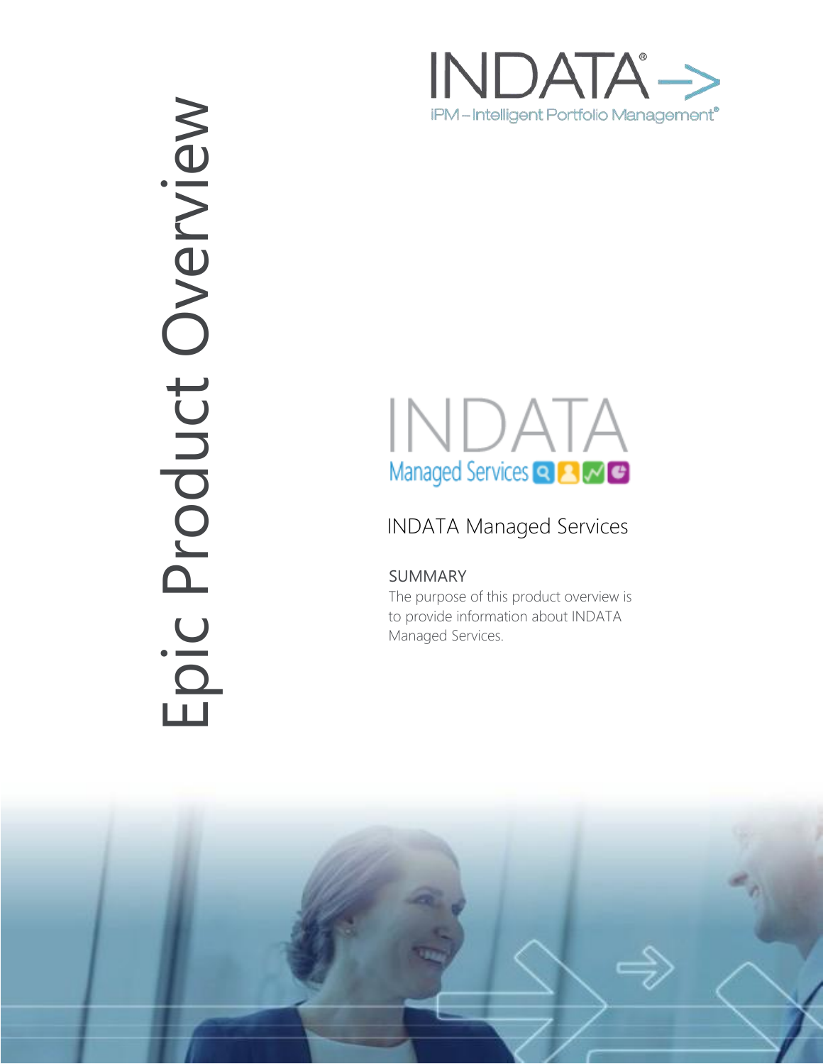# Epic Product Overview

INDATA®

iPM – Intelligent Portfolio Management®

INDATA

Managed Services

## INDATA Managed Services

### SUMMARY

The purpose of this product overview is to provide information about INDATA Managed Services.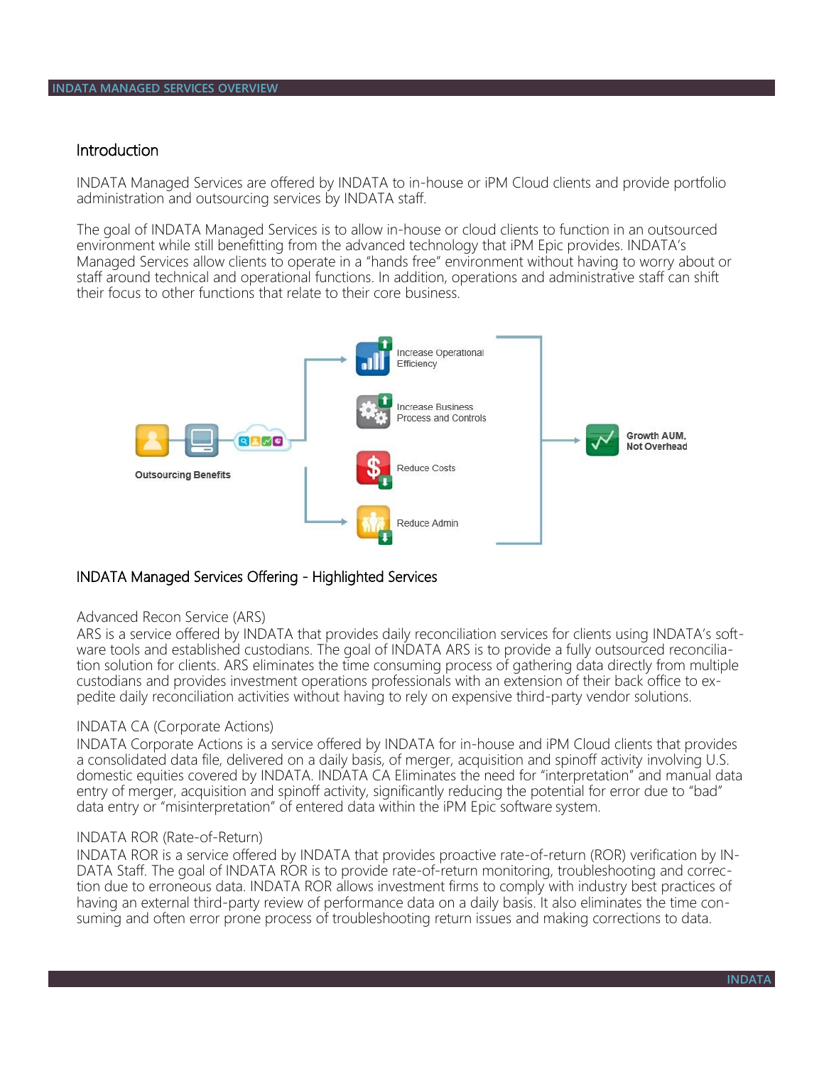## Introduction

INDATA Managed Services are offered by INDATA to in-house or iPM Cloud clients and provide portfolio administration and outsourcing services by INDATA staff.

The goal of INDATA Managed Services is to allow in-house or cloud clients to function in an outsourced environment while still benefitting from the advanced technology that iPM Epic provides. INDATA's Managed Services allow clients to operate in a "hands free" environment without having to worry about or staff around technical and operational functions. In addition, operations and administrative staff can shift their focus to other functions that relate to their core business.

Outsourcing Benefits

Increase Operational Efficiency

Increase Business Process and Controls

Reduce Costs

Reduce Admin

Growth AUM, Not Overhead

## INDATA Managed Services Offering - Highlighted Services

### Advanced Recon Service (ARS)

ARS is a service offered by INDATA that provides daily reconciliation services for clients using INDATA's software tools and established custodians. The goal of INDATA ARS is to provide a fully outsourced reconciliation solution for clients. ARS eliminates the time consuming process of gathering data directly from multiple custodians and provides investment operations professionals with an extension of their back office to expedite daily reconciliation activities without having to rely on expensive third-party vendor solutions.

### INDATA CA (Corporate Actions)

INDATA Corporate Actions is a service offered by INDATA for in-house and iPM Cloud clients that provides a consolidated data file, delivered on a daily basis, of merger, acquisition and spinoff activity involving U.S. domestic equities covered by INDATA. INDATA CA Eliminates the need for "interpretation" and manual data entry of merger, acquisition and spinoff activity, significantly reducing the potential for error due to "bad" data entry or "misinterpretation" of entered data within the iPM Epic software system.

### INDATA ROR (Rate-of-Return)

INDATA ROR is a service offered by INDATA that provides proactive rate-of-return (ROR) verification by INDATA Staff. The goal of INDATA ROR is to provide rate-of-return monitoring, troubleshooting and correction due to erroneous data. INDATA ROR allows investment firms to comply with industry best practices of having an external third-party review of performance data on a daily basis. It also eliminates the time consuming and often error prone process of troubleshooting return issues and making corrections to data.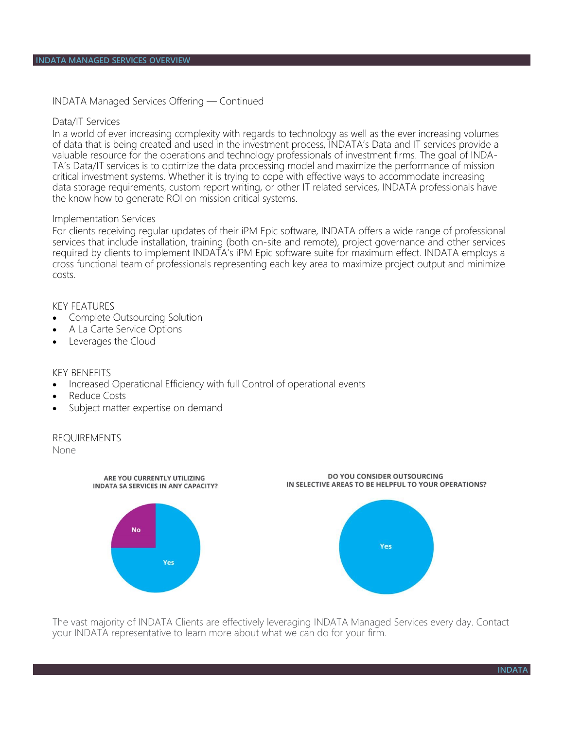INDATA Managed Services Offering — Continued

### Data/IT Services

In a world of ever increasing complexity with regards to technology as well as the ever increasing volumes of data that is being created and used in the investment process, INDATA's Data and IT services provide a valuable resource for the operations and technology professionals of investment firms. The goal of INDATA's Data/IT services is to optimize the data processing model and maximize the performance of mission critical investment systems. Whether it is trying to cope with effective ways to accommodate increasing data storage requirements, custom report writing, or other IT related services, INDATA professionals have the know how to generate ROI on mission critical systems.

### Implementation Services

For clients receiving regular updates of their iPM Epic software, INDATA offers a wide range of professional services that include installation, training (both on-site and remote), project governance and other services required by clients to implement INDATA's iPM Epic software suite for maximum effect. INDATA employs a cross functional team of professionals representing each key area to maximize project output and minimize costs.

### KEY FEATURES

- Complete Outsourcing Solution
- A La Carte Service Options
- Leverages the Cloud

### KEY BENEFITS

- Increased Operational Efficiency with full Control of operational events
- Reduce Costs
- Subject matter expertise on demand

### REQUIREMENTS

None

**ARE YOU CURRENTLY UTILIZING INDATA SA SERVICES IN ANY CAPACITY?**

No
Yes

**DO YOU CONSIDER OUTSOURCING IN SELECTIVE AREAS TO BE HELPFUL TO YOUR OPERATIONS?**

Yes

The vast majority of INDATA Clients are effectively leveraging INDATA Managed Services every day. Contact your INDATA representative to learn more about what we can do for your firm.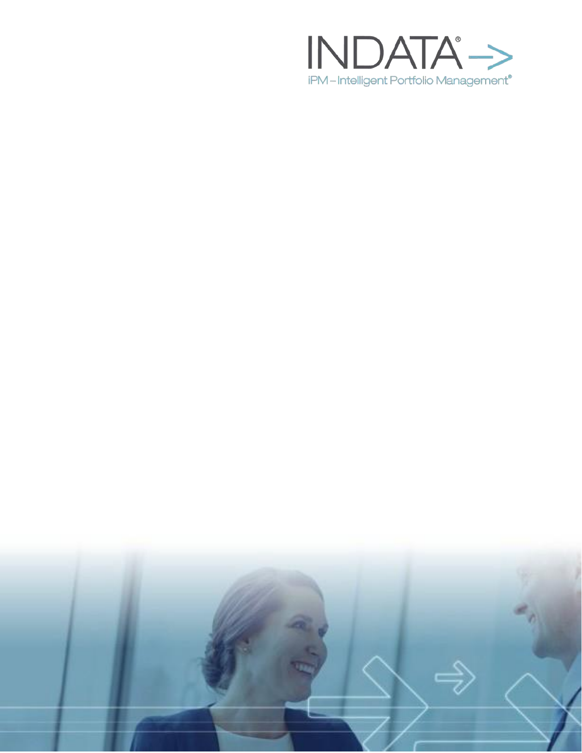INDATA®

iPM – Intelligent Portfolio Management®